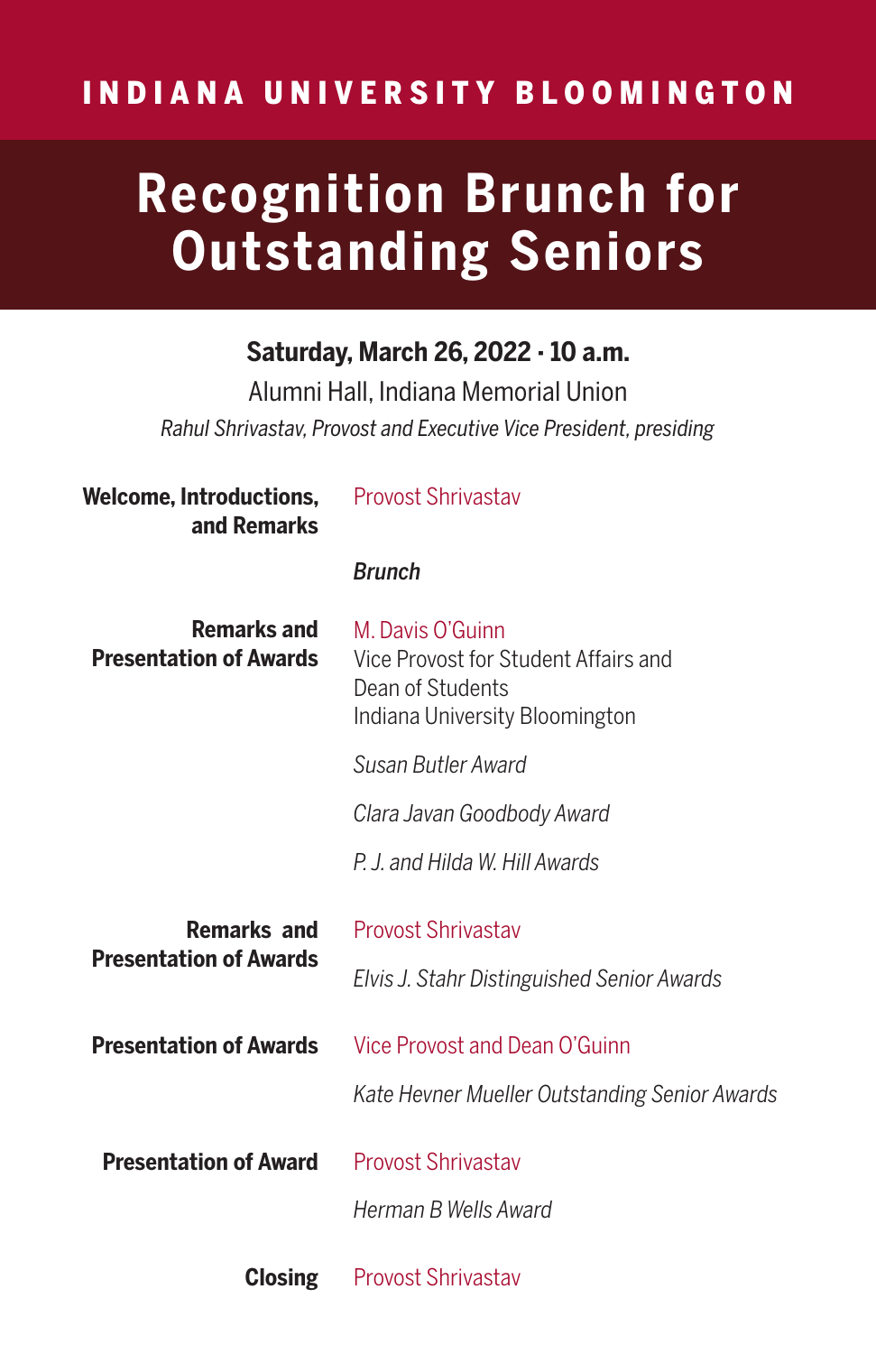INDIANA UNIVERSITY BLOOMINGTON

# Recognition Brunch for Outstanding Seniors

**Saturday, March 26, 2022 · 10 a.m.**

Alumni Hall, Indiana Memorial Union

*Rahul Shrivastav, Provost and Executive Vice President, presiding*

**Welcome, Introductions, and Remarks** — Provost Shrivastav

*Brunch*

**Remarks and Presentation of Awards** — M. Davis O'Guinn
Vice Provost for Student Affairs and
Dean of Students
Indiana University Bloomington

*Susan Butler Award*

*Clara Javan Goodbody Award*

*P. J. and Hilda W. Hill Awards*

**Remarks and Presentation of Awards** — Provost Shrivastav

*Elvis J. Stahr Distinguished Senior Awards*

**Presentation of Awards** — Vice Provost and Dean O'Guinn

*Kate Hevner Mueller Outstanding Senior Awards*

**Presentation of Award** — Provost Shrivastav

*Herman B Wells Award*

**Closing** — Provost Shrivastav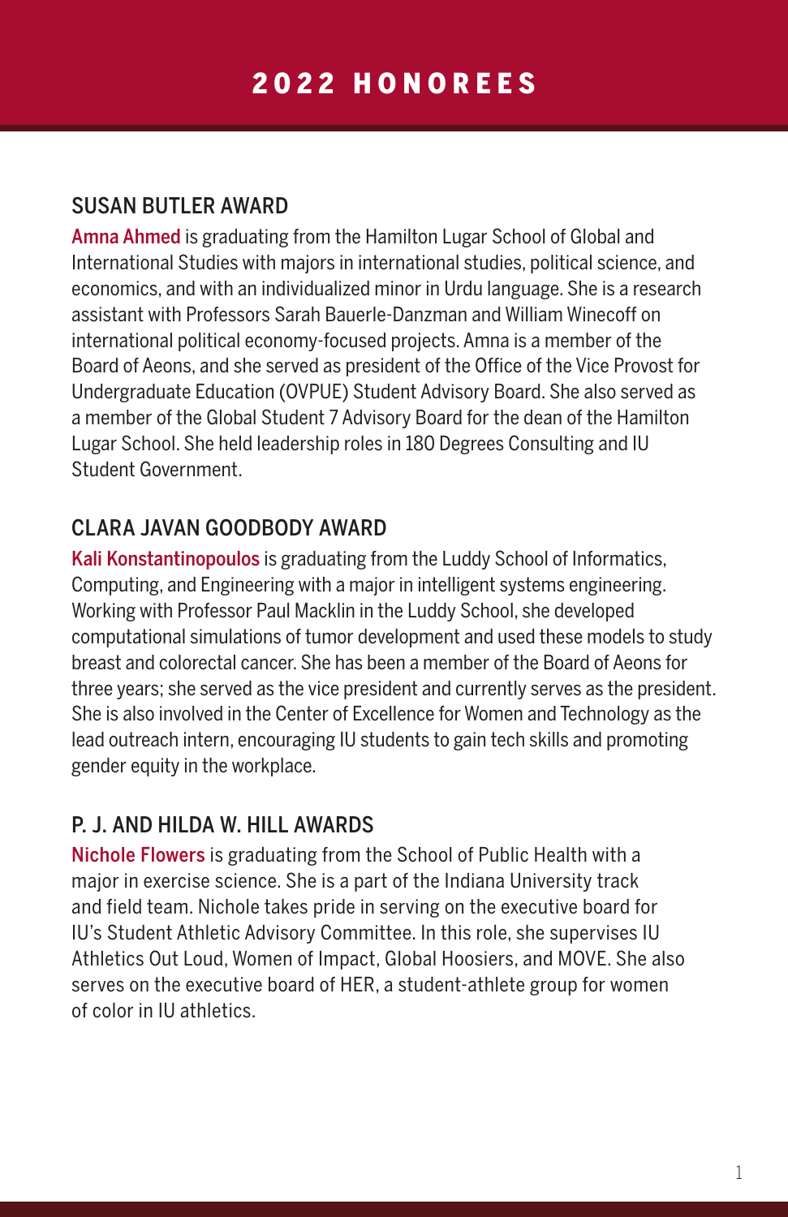# 2022 HONOREES

## SUSAN BUTLER AWARD

Amna Ahmed is graduating from the Hamilton Lugar School of Global and International Studies with majors in international studies, political science, and economics, and with an individualized minor in Urdu language. She is a research assistant with Professors Sarah Bauerle-Danzman and William Winecoff on international political economy-focused projects. Amna is a member of the Board of Aeons, and she served as president of the Office of the Vice Provost for Undergraduate Education (OVPUE) Student Advisory Board. She also served as a member of the Global Student 7 Advisory Board for the dean of the Hamilton Lugar School. She held leadership roles in 180 Degrees Consulting and IU Student Government.

## CLARA JAVAN GOODBODY AWARD

Kali Konstantinopoulos is graduating from the Luddy School of Informatics, Computing, and Engineering with a major in intelligent systems engineering. Working with Professor Paul Macklin in the Luddy School, she developed computational simulations of tumor development and used these models to study breast and colorectal cancer. She has been a member of the Board of Aeons for three years; she served as the vice president and currently serves as the president. She is also involved in the Center of Excellence for Women and Technology as the lead outreach intern, encouraging IU students to gain tech skills and promoting gender equity in the workplace.

## P. J. AND HILDA W. HILL AWARDS

Nichole Flowers is graduating from the School of Public Health with a major in exercise science. She is a part of the Indiana University track and field team. Nichole takes pride in serving on the executive board for IU's Student Athletic Advisory Committee. In this role, she supervises IU Athletics Out Loud, Women of Impact, Global Hoosiers, and MOVE. She also serves on the executive board of HER, a student-athlete group for women of color in IU athletics.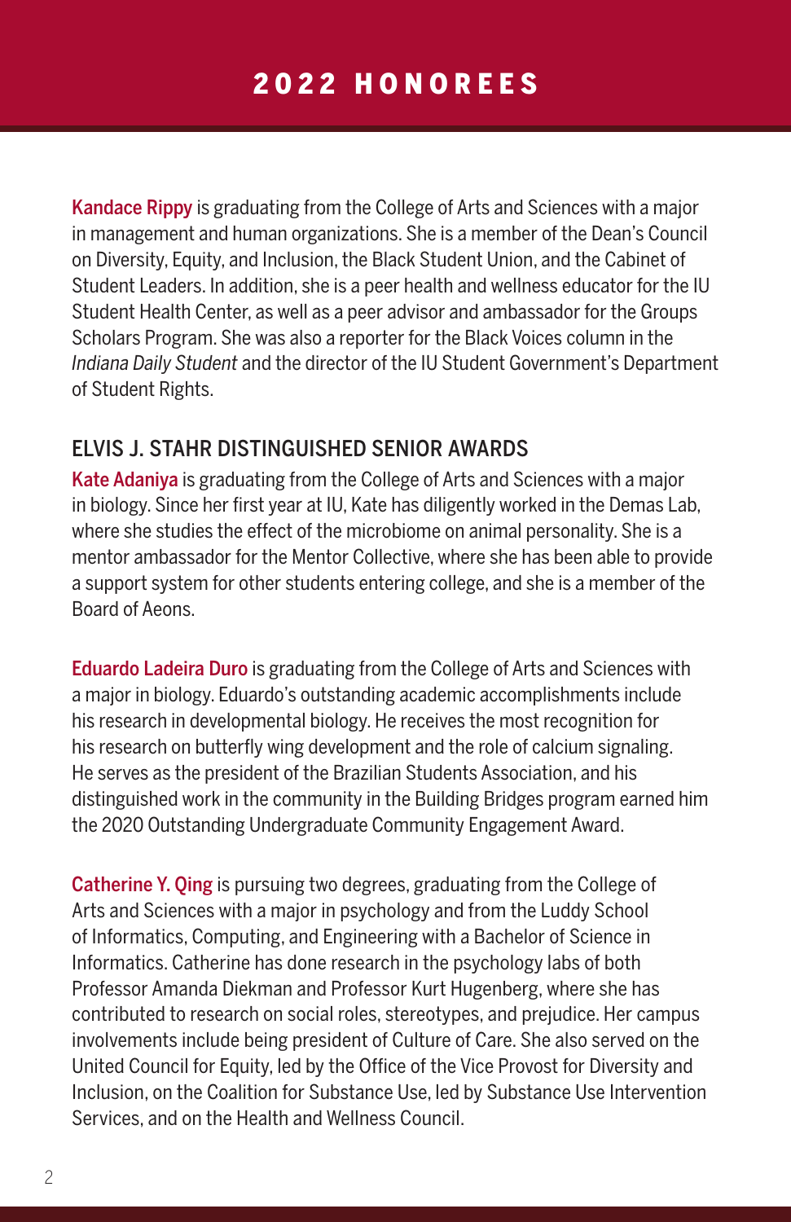# 2022 HONOREES

**Kandace Rippy** is graduating from the College of Arts and Sciences with a major in management and human organizations. She is a member of the Dean's Council on Diversity, Equity, and Inclusion, the Black Student Union, and the Cabinet of Student Leaders. In addition, she is a peer health and wellness educator for the IU Student Health Center, as well as a peer advisor and ambassador for the Groups Scholars Program. She was also a reporter for the Black Voices column in the *Indiana Daily Student* and the director of the IU Student Government's Department of Student Rights.

## ELVIS J. STAHR DISTINGUISHED SENIOR AWARDS

**Kate Adaniya** is graduating from the College of Arts and Sciences with a major in biology. Since her first year at IU, Kate has diligently worked in the Demas Lab, where she studies the effect of the microbiome on animal personality. She is a mentor ambassador for the Mentor Collective, where she has been able to provide a support system for other students entering college, and she is a member of the Board of Aeons.

**Eduardo Ladeira Duro** is graduating from the College of Arts and Sciences with a major in biology. Eduardo's outstanding academic accomplishments include his research in developmental biology. He receives the most recognition for his research on butterfly wing development and the role of calcium signaling. He serves as the president of the Brazilian Students Association, and his distinguished work in the community in the Building Bridges program earned him the 2020 Outstanding Undergraduate Community Engagement Award.

**Catherine Y. Qing** is pursuing two degrees, graduating from the College of Arts and Sciences with a major in psychology and from the Luddy School of Informatics, Computing, and Engineering with a Bachelor of Science in Informatics. Catherine has done research in the psychology labs of both Professor Amanda Diekman and Professor Kurt Hugenberg, where she has contributed to research on social roles, stereotypes, and prejudice. Her campus involvements include being president of Culture of Care. She also served on the United Council for Equity, led by the Office of the Vice Provost for Diversity and Inclusion, on the Coalition for Substance Use, led by Substance Use Intervention Services, and on the Health and Wellness Council.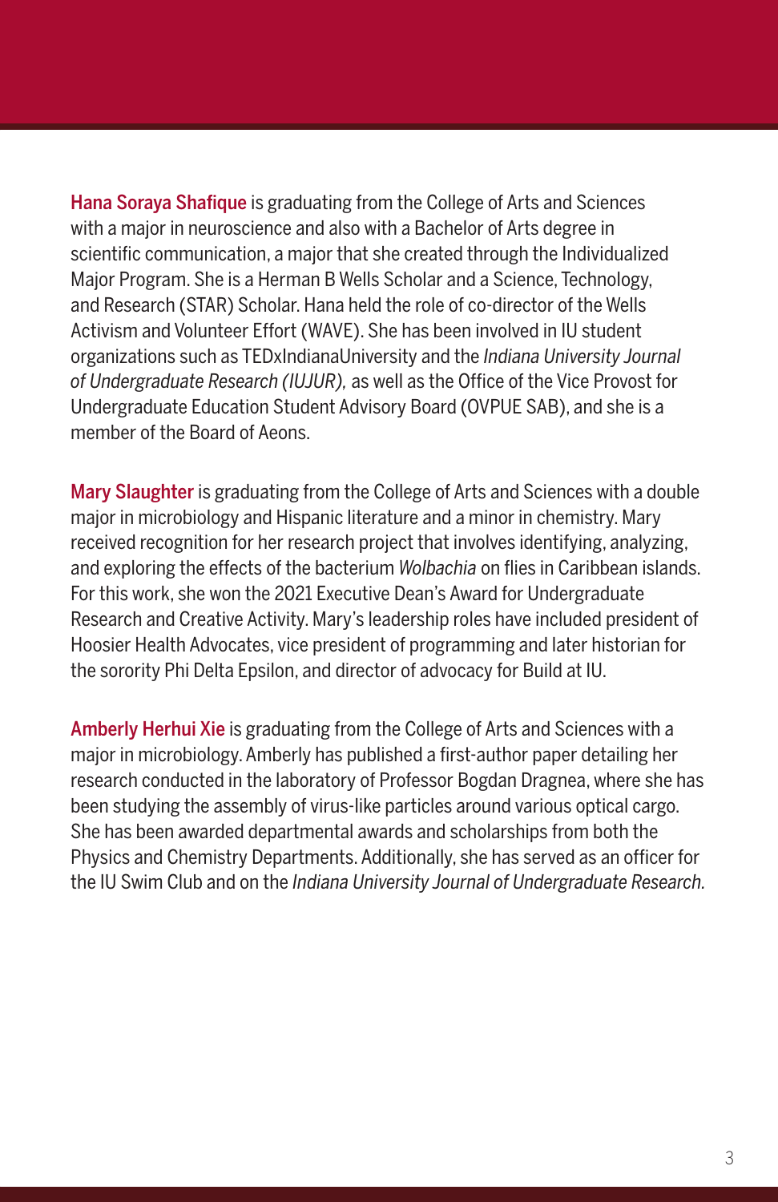**Hana Soraya Shafique** is graduating from the College of Arts and Sciences with a major in neuroscience and also with a Bachelor of Arts degree in scientific communication, a major that she created through the Individualized Major Program. She is a Herman B Wells Scholar and a Science, Technology, and Research (STAR) Scholar. Hana held the role of co-director of the Wells Activism and Volunteer Effort (WAVE). She has been involved in IU student organizations such as TEDxIndianaUniversity and the *Indiana University Journal of Undergraduate Research (IUJUR),* as well as the Office of the Vice Provost for Undergraduate Education Student Advisory Board (OVPUE SAB), and she is a member of the Board of Aeons.

**Mary Slaughter** is graduating from the College of Arts and Sciences with a double major in microbiology and Hispanic literature and a minor in chemistry. Mary received recognition for her research project that involves identifying, analyzing, and exploring the effects of the bacterium *Wolbachia* on flies in Caribbean islands. For this work, she won the 2021 Executive Dean's Award for Undergraduate Research and Creative Activity. Mary's leadership roles have included president of Hoosier Health Advocates, vice president of programming and later historian for the sorority Phi Delta Epsilon, and director of advocacy for Build at IU.

**Amberly Herhui Xie** is graduating from the College of Arts and Sciences with a major in microbiology. Amberly has published a first-author paper detailing her research conducted in the laboratory of Professor Bogdan Dragnea, where she has been studying the assembly of virus-like particles around various optical cargo. She has been awarded departmental awards and scholarships from both the Physics and Chemistry Departments. Additionally, she has served as an officer for the IU Swim Club and on the *Indiana University Journal of Undergraduate Research.*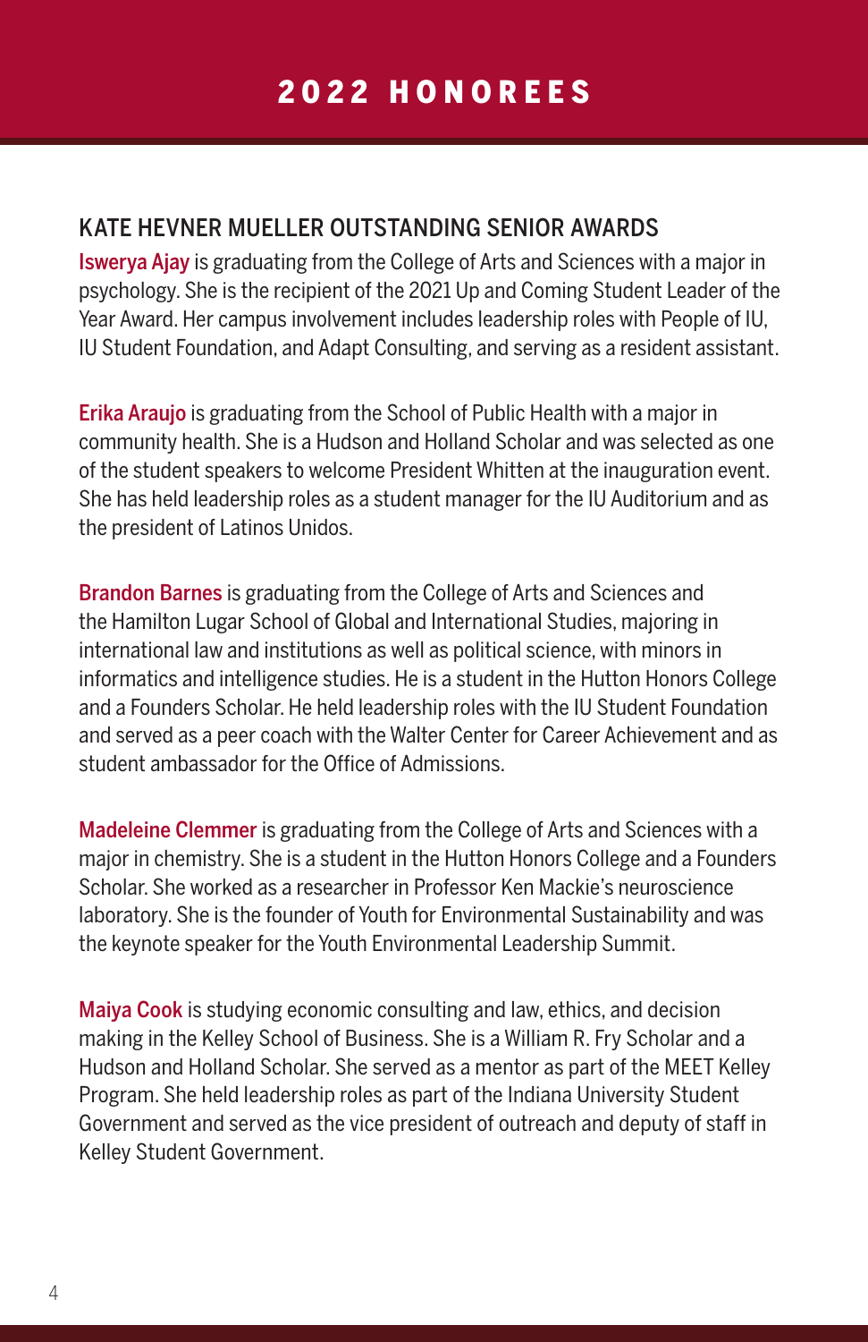# 2022 HONOREES

## KATE HEVNER MUELLER OUTSTANDING SENIOR AWARDS

**Iswerya Ajay** is graduating from the College of Arts and Sciences with a major in psychology. She is the recipient of the 2021 Up and Coming Student Leader of the Year Award. Her campus involvement includes leadership roles with People of IU, IU Student Foundation, and Adapt Consulting, and serving as a resident assistant.

**Erika Araujo** is graduating from the School of Public Health with a major in community health. She is a Hudson and Holland Scholar and was selected as one of the student speakers to welcome President Whitten at the inauguration event. She has held leadership roles as a student manager for the IU Auditorium and as the president of Latinos Unidos.

**Brandon Barnes** is graduating from the College of Arts and Sciences and the Hamilton Lugar School of Global and International Studies, majoring in international law and institutions as well as political science, with minors in informatics and intelligence studies. He is a student in the Hutton Honors College and a Founders Scholar. He held leadership roles with the IU Student Foundation and served as a peer coach with the Walter Center for Career Achievement and as student ambassador for the Office of Admissions.

**Madeleine Clemmer** is graduating from the College of Arts and Sciences with a major in chemistry. She is a student in the Hutton Honors College and a Founders Scholar. She worked as a researcher in Professor Ken Mackie's neuroscience laboratory. She is the founder of Youth for Environmental Sustainability and was the keynote speaker for the Youth Environmental Leadership Summit.

**Maiya Cook** is studying economic consulting and law, ethics, and decision making in the Kelley School of Business. She is a William R. Fry Scholar and a Hudson and Holland Scholar. She served as a mentor as part of the MEET Kelley Program. She held leadership roles as part of the Indiana University Student Government and served as the vice president of outreach and deputy of staff in Kelley Student Government.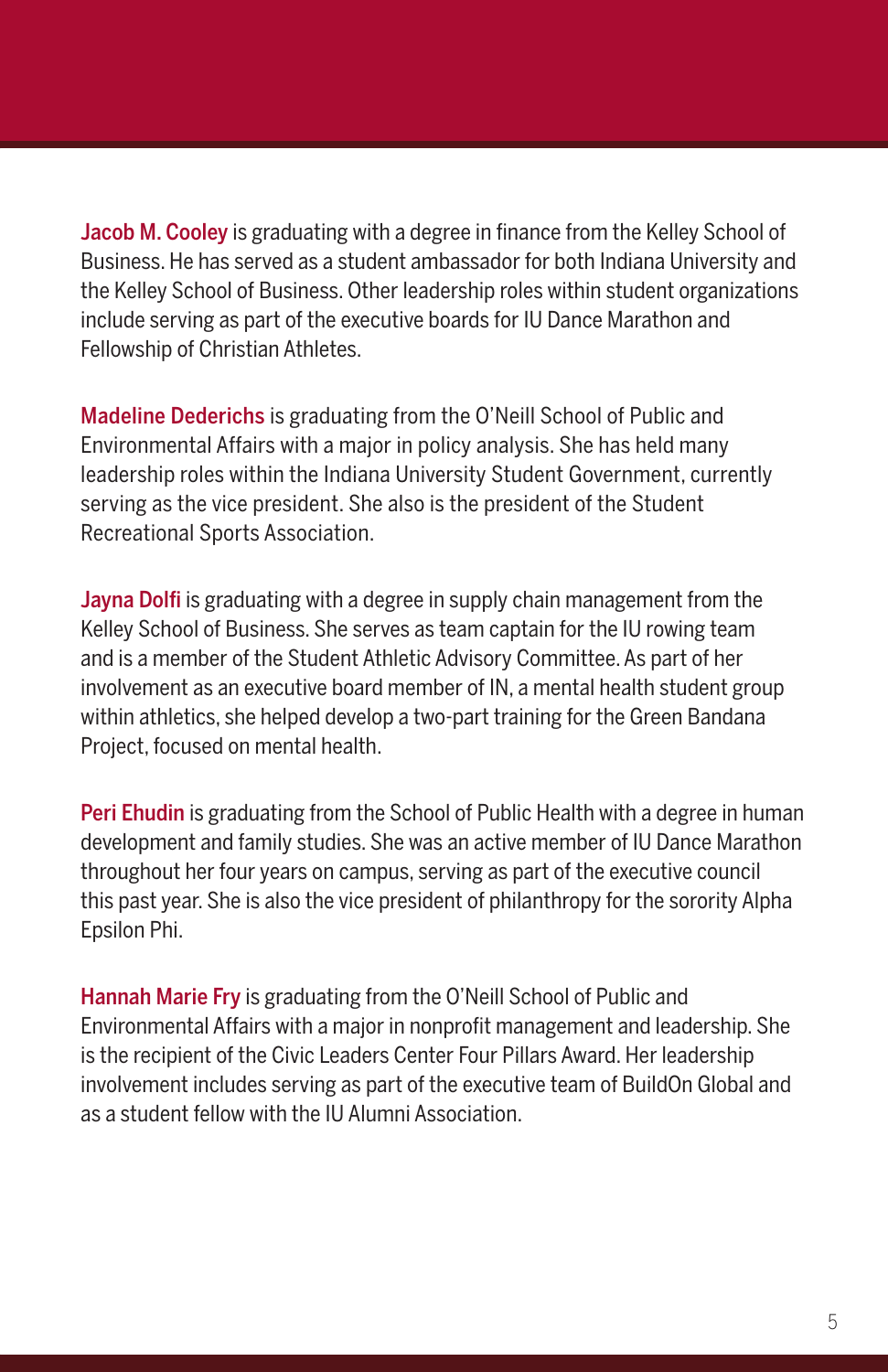**Jacob M. Cooley** is graduating with a degree in finance from the Kelley School of Business. He has served as a student ambassador for both Indiana University and the Kelley School of Business. Other leadership roles within student organizations include serving as part of the executive boards for IU Dance Marathon and Fellowship of Christian Athletes.

**Madeline Dederichs** is graduating from the O'Neill School of Public and Environmental Affairs with a major in policy analysis. She has held many leadership roles within the Indiana University Student Government, currently serving as the vice president. She also is the president of the Student Recreational Sports Association.

**Jayna Dolfi** is graduating with a degree in supply chain management from the Kelley School of Business. She serves as team captain for the IU rowing team and is a member of the Student Athletic Advisory Committee. As part of her involvement as an executive board member of IN, a mental health student group within athletics, she helped develop a two-part training for the Green Bandana Project, focused on mental health.

**Peri Ehudin** is graduating from the School of Public Health with a degree in human development and family studies. She was an active member of IU Dance Marathon throughout her four years on campus, serving as part of the executive council this past year. She is also the vice president of philanthropy for the sorority Alpha Epsilon Phi.

**Hannah Marie Fry** is graduating from the O'Neill School of Public and Environmental Affairs with a major in nonprofit management and leadership. She is the recipient of the Civic Leaders Center Four Pillars Award. Her leadership involvement includes serving as part of the executive team of BuildOn Global and as a student fellow with the IU Alumni Association.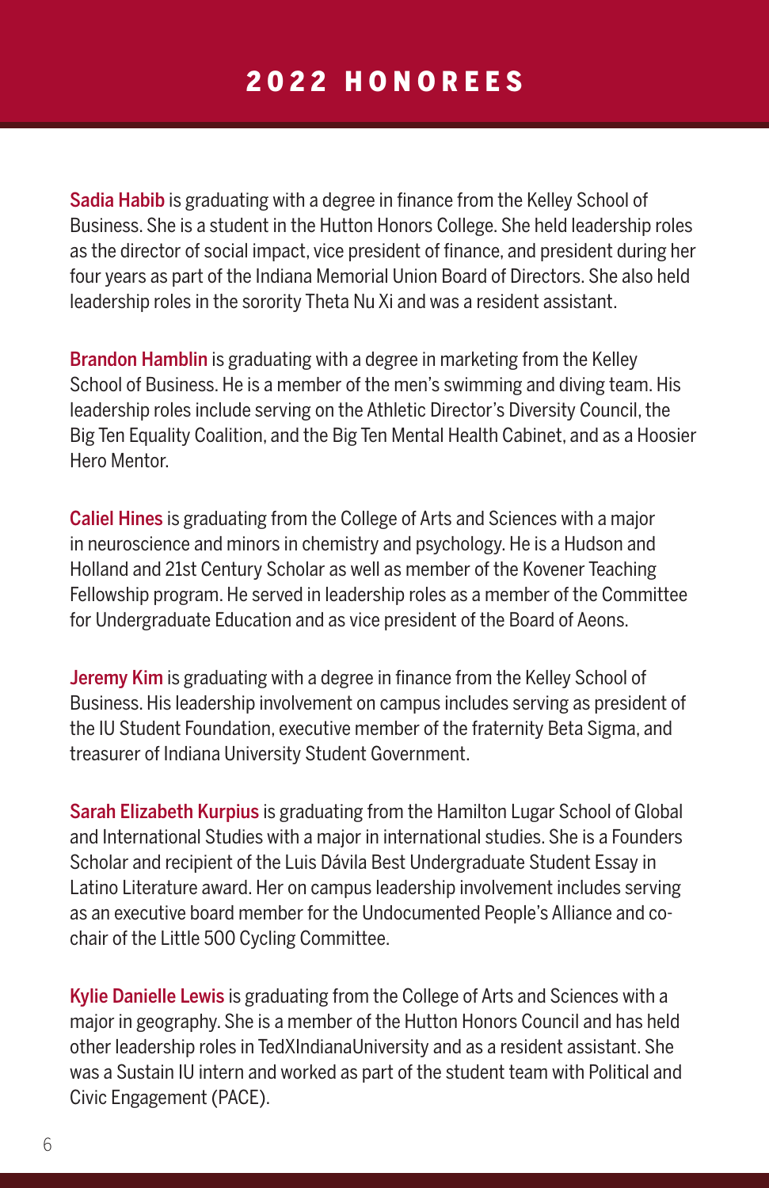## 2022 HONOREES

**Sadia Habib** is graduating with a degree in finance from the Kelley School of Business. She is a student in the Hutton Honors College. She held leadership roles as the director of social impact, vice president of finance, and president during her four years as part of the Indiana Memorial Union Board of Directors. She also held leadership roles in the sorority Theta Nu Xi and was a resident assistant.

**Brandon Hamblin** is graduating with a degree in marketing from the Kelley School of Business. He is a member of the men's swimming and diving team. His leadership roles include serving on the Athletic Director's Diversity Council, the Big Ten Equality Coalition, and the Big Ten Mental Health Cabinet, and as a Hoosier Hero Mentor.

**Caliel Hines** is graduating from the College of Arts and Sciences with a major in neuroscience and minors in chemistry and psychology. He is a Hudson and Holland and 21st Century Scholar as well as member of the Kovener Teaching Fellowship program. He served in leadership roles as a member of the Committee for Undergraduate Education and as vice president of the Board of Aeons.

**Jeremy Kim** is graduating with a degree in finance from the Kelley School of Business. His leadership involvement on campus includes serving as president of the IU Student Foundation, executive member of the fraternity Beta Sigma, and treasurer of Indiana University Student Government.

**Sarah Elizabeth Kurpius** is graduating from the Hamilton Lugar School of Global and International Studies with a major in international studies. She is a Founders Scholar and recipient of the Luis Dávila Best Undergraduate Student Essay in Latino Literature award. Her on campus leadership involvement includes serving as an executive board member for the Undocumented People's Alliance and co-chair of the Little 500 Cycling Committee.

**Kylie Danielle Lewis** is graduating from the College of Arts and Sciences with a major in geography. She is a member of the Hutton Honors Council and has held other leadership roles in TedXIndianaUniversity and as a resident assistant. She was a Sustain IU intern and worked as part of the student team with Political and Civic Engagement (PACE).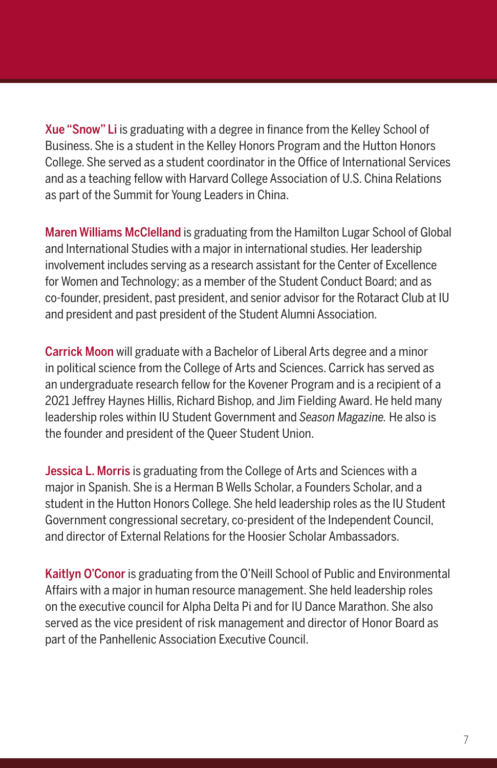**Xue "Snow" Li** is graduating with a degree in finance from the Kelley School of Business. She is a student in the Kelley Honors Program and the Hutton Honors College. She served as a student coordinator in the Office of International Services and as a teaching fellow with Harvard College Association of U.S. China Relations as part of the Summit for Young Leaders in China.

**Maren Williams McClelland** is graduating from the Hamilton Lugar School of Global and International Studies with a major in international studies. Her leadership involvement includes serving as a research assistant for the Center of Excellence for Women and Technology; as a member of the Student Conduct Board; and as co-founder, president, past president, and senior advisor for the Rotaract Club at IU and president and past president of the Student Alumni Association.

**Carrick Moon** will graduate with a Bachelor of Liberal Arts degree and a minor in political science from the College of Arts and Sciences. Carrick has served as an undergraduate research fellow for the Kovener Program and is a recipient of a 2021 Jeffrey Haynes Hillis, Richard Bishop, and Jim Fielding Award. He held many leadership roles within IU Student Government and *Season Magazine.* He also is the founder and president of the Queer Student Union.

**Jessica L. Morris** is graduating from the College of Arts and Sciences with a major in Spanish. She is a Herman B Wells Scholar, a Founders Scholar, and a student in the Hutton Honors College. She held leadership roles as the IU Student Government congressional secretary, co-president of the Independent Council, and director of External Relations for the Hoosier Scholar Ambassadors.

**Kaitlyn O'Conor** is graduating from the O'Neill School of Public and Environmental Affairs with a major in human resource management. She held leadership roles on the executive council for Alpha Delta Pi and for IU Dance Marathon. She also served as the vice president of risk management and director of Honor Board as part of the Panhellenic Association Executive Council.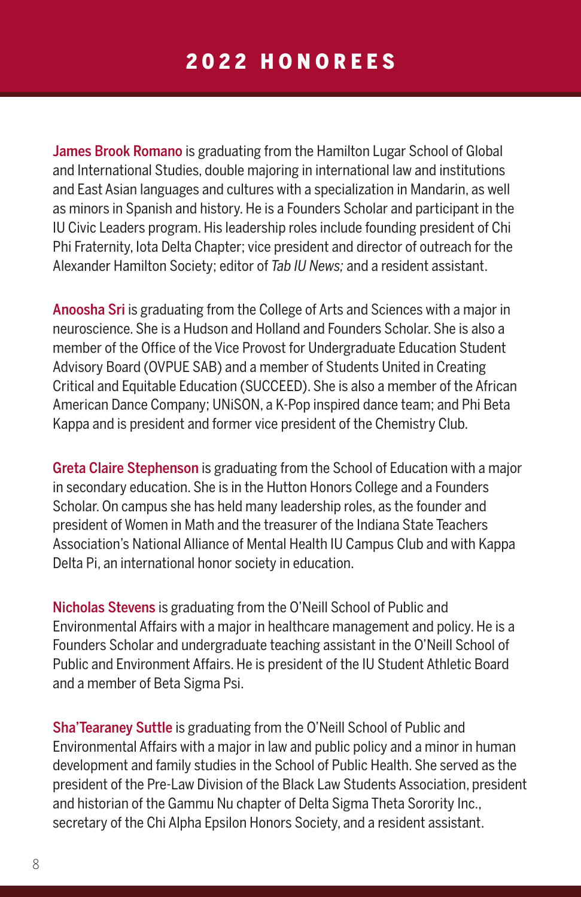## 2022 HONOREES

**James Brook Romano** is graduating from the Hamilton Lugar School of Global and International Studies, double majoring in international law and institutions and East Asian languages and cultures with a specialization in Mandarin, as well as minors in Spanish and history. He is a Founders Scholar and participant in the IU Civic Leaders program. His leadership roles include founding president of Chi Phi Fraternity, Iota Delta Chapter; vice president and director of outreach for the Alexander Hamilton Society; editor of *Tab IU News;* and a resident assistant.

**Anoosha Sri** is graduating from the College of Arts and Sciences with a major in neuroscience. She is a Hudson and Holland and Founders Scholar. She is also a member of the Office of the Vice Provost for Undergraduate Education Student Advisory Board (OVPUE SAB) and a member of Students United in Creating Critical and Equitable Education (SUCCEED). She is also a member of the African American Dance Company; UNiSON, a K-Pop inspired dance team; and Phi Beta Kappa and is president and former vice president of the Chemistry Club.

**Greta Claire Stephenson** is graduating from the School of Education with a major in secondary education. She is in the Hutton Honors College and a Founders Scholar. On campus she has held many leadership roles, as the founder and president of Women in Math and the treasurer of the Indiana State Teachers Association's National Alliance of Mental Health IU Campus Club and with Kappa Delta Pi, an international honor society in education.

**Nicholas Stevens** is graduating from the O'Neill School of Public and Environmental Affairs with a major in healthcare management and policy. He is a Founders Scholar and undergraduate teaching assistant in the O'Neill School of Public and Environment Affairs. He is president of the IU Student Athletic Board and a member of Beta Sigma Psi.

**Sha'Tearaney Suttle** is graduating from the O'Neill School of Public and Environmental Affairs with a major in law and public policy and a minor in human development and family studies in the School of Public Health. She served as the president of the Pre-Law Division of the Black Law Students Association, president and historian of the Gammu Nu chapter of Delta Sigma Theta Sorority Inc., secretary of the Chi Alpha Epsilon Honors Society, and a resident assistant.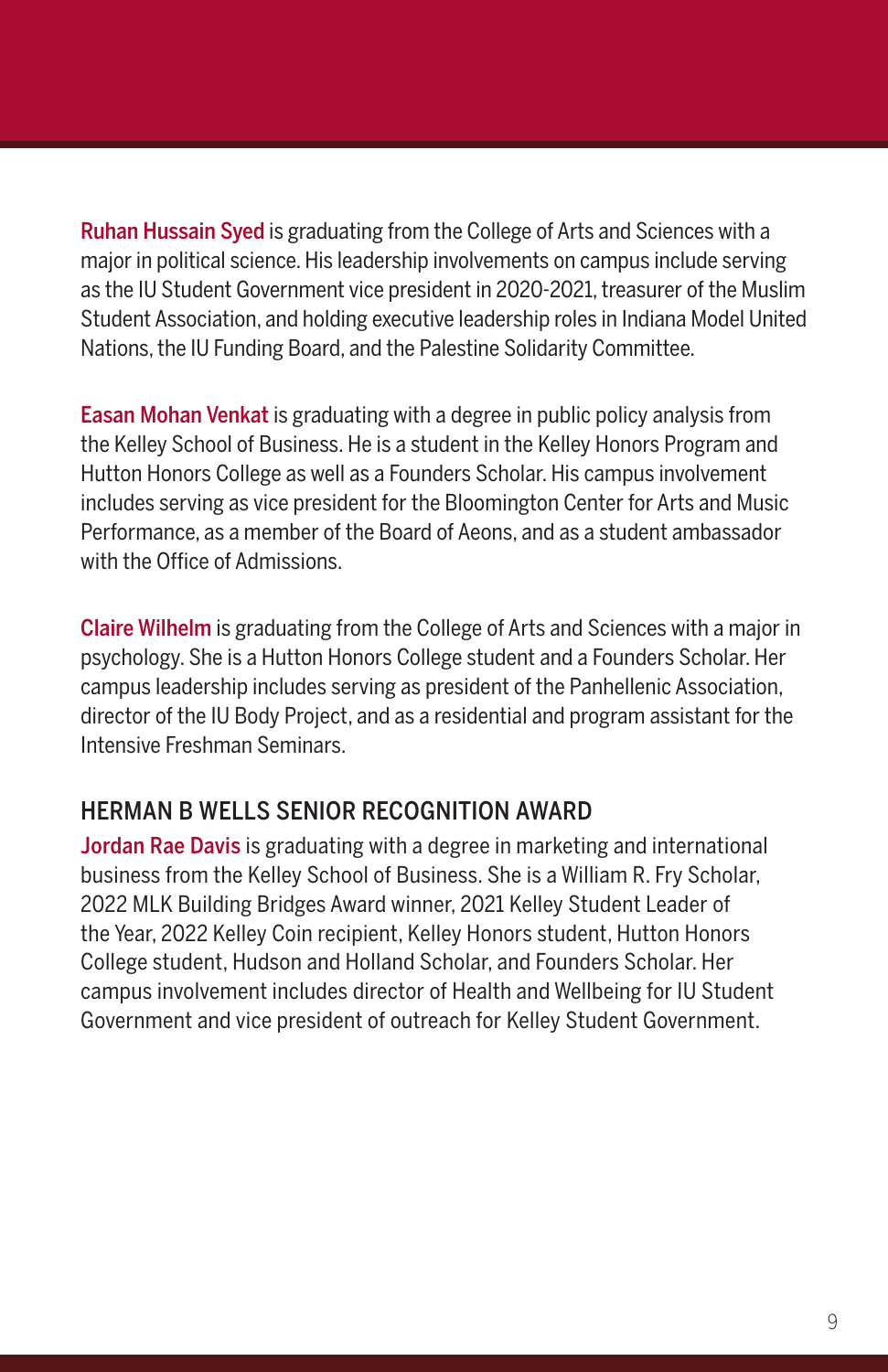**Ruhan Hussain Syed** is graduating from the College of Arts and Sciences with a major in political science. His leadership involvements on campus include serving as the IU Student Government vice president in 2020-2021, treasurer of the Muslim Student Association, and holding executive leadership roles in Indiana Model United Nations, the IU Funding Board, and the Palestine Solidarity Committee.

**Easan Mohan Venkat** is graduating with a degree in public policy analysis from the Kelley School of Business. He is a student in the Kelley Honors Program and Hutton Honors College as well as a Founders Scholar. His campus involvement includes serving as vice president for the Bloomington Center for Arts and Music Performance, as a member of the Board of Aeons, and as a student ambassador with the Office of Admissions.

**Claire Wilhelm** is graduating from the College of Arts and Sciences with a major in psychology. She is a Hutton Honors College student and a Founders Scholar. Her campus leadership includes serving as president of the Panhellenic Association, director of the IU Body Project, and as a residential and program assistant for the Intensive Freshman Seminars.

## HERMAN B WELLS SENIOR RECOGNITION AWARD

**Jordan Rae Davis** is graduating with a degree in marketing and international business from the Kelley School of Business. She is a William R. Fry Scholar, 2022 MLK Building Bridges Award winner, 2021 Kelley Student Leader of the Year, 2022 Kelley Coin recipient, Kelley Honors student, Hutton Honors College student, Hudson and Holland Scholar, and Founders Scholar. Her campus involvement includes director of Health and Wellbeing for IU Student Government and vice president of outreach for Kelley Student Government.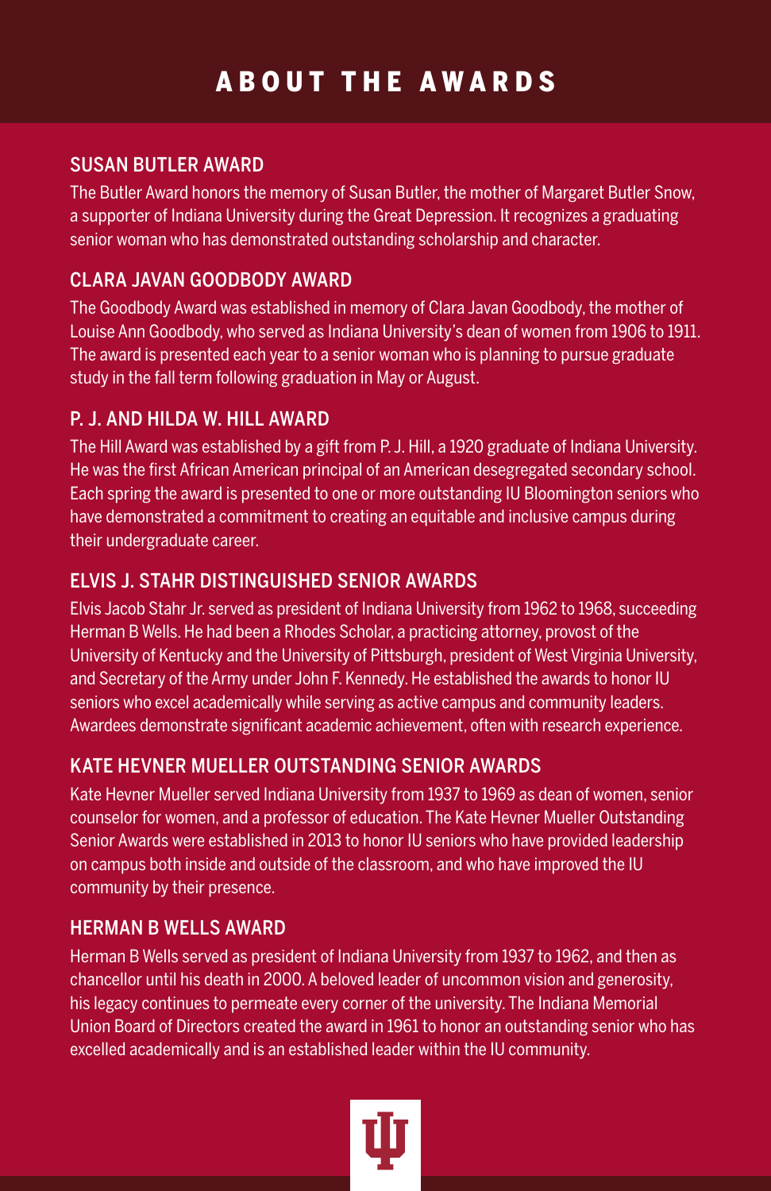# ABOUT THE AWARDS

## SUSAN BUTLER AWARD

The Butler Award honors the memory of Susan Butler, the mother of Margaret Butler Snow, a supporter of Indiana University during the Great Depression. It recognizes a graduating senior woman who has demonstrated outstanding scholarship and character.

## CLARA JAVAN GOODBODY AWARD

The Goodbody Award was established in memory of Clara Javan Goodbody, the mother of Louise Ann Goodbody, who served as Indiana University's dean of women from 1906 to 1911. The award is presented each year to a senior woman who is planning to pursue graduate study in the fall term following graduation in May or August.

## P. J. AND HILDA W. HILL AWARD

The Hill Award was established by a gift from P. J. Hill, a 1920 graduate of Indiana University. He was the first African American principal of an American desegregated secondary school. Each spring the award is presented to one or more outstanding IU Bloomington seniors who have demonstrated a commitment to creating an equitable and inclusive campus during their undergraduate career.

## ELVIS J. STAHR DISTINGUISHED SENIOR AWARDS

Elvis Jacob Stahr Jr. served as president of Indiana University from 1962 to 1968, succeeding Herman B Wells. He had been a Rhodes Scholar, a practicing attorney, provost of the University of Kentucky and the University of Pittsburgh, president of West Virginia University, and Secretary of the Army under John F. Kennedy. He established the awards to honor IU seniors who excel academically while serving as active campus and community leaders. Awardees demonstrate significant academic achievement, often with research experience.

## KATE HEVNER MUELLER OUTSTANDING SENIOR AWARDS

Kate Hevner Mueller served Indiana University from 1937 to 1969 as dean of women, senior counselor for women, and a professor of education. The Kate Hevner Mueller Outstanding Senior Awards were established in 2013 to honor IU seniors who have provided leadership on campus both inside and outside of the classroom, and who have improved the IU community by their presence.

## HERMAN B WELLS AWARD

Herman B Wells served as president of Indiana University from 1937 to 1962, and then as chancellor until his death in 2000. A beloved leader of uncommon vision and generosity, his legacy continues to permeate every corner of the university. The Indiana Memorial Union Board of Directors created the award in 1961 to honor an outstanding senior who has excelled academically and is an established leader within the IU community.